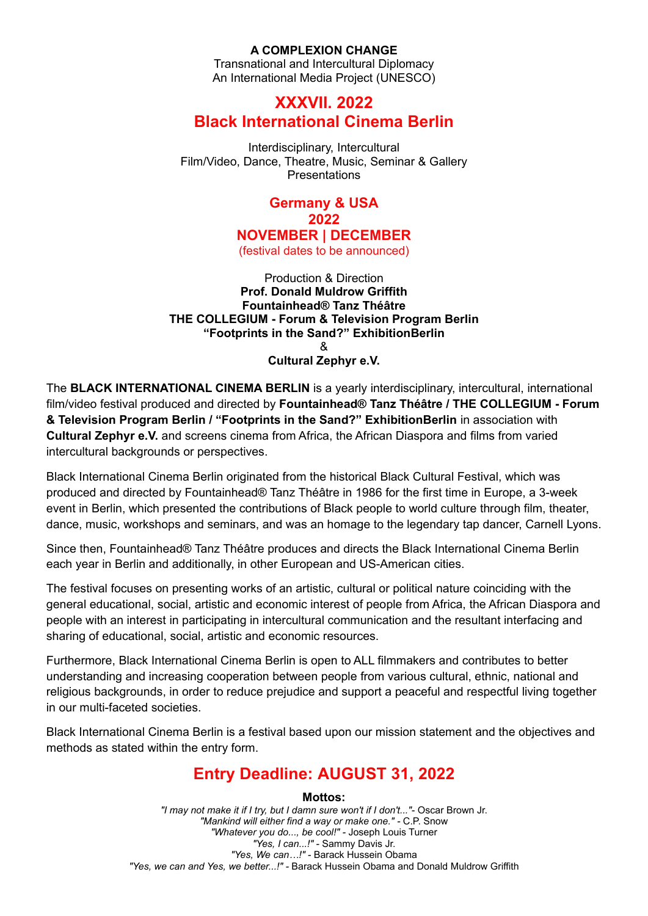**A COMPLEXION CHANGE**
Transnational and Intercultural Diplomacy
An International Media Project (UNESCO)

# XXXVII. 2022
# Black International Cinema Berlin

Interdisciplinary, Intercultural
Film/Video, Dance, Theatre, Music, Seminar & Gallery
Presentations

## Germany & USA
## 2022
## NOVEMBER | DECEMBER
(festival dates to be announced)

Production & Direction
**Prof. Donald Muldrow Griffith**
**Fountainhead® Tanz Théâtre**
**THE COLLEGIUM - Forum & Television Program Berlin**
**"Footprints in the Sand?" ExhibitionBerlin**
&
**Cultural Zephyr e.V.**

The **BLACK INTERNATIONAL CINEMA BERLIN** is a yearly interdisciplinary, intercultural, international film/video festival produced and directed by **Fountainhead® Tanz Théâtre / THE COLLEGIUM - Forum & Television Program Berlin / "Footprints in the Sand?" ExhibitionBerlin** in association with **Cultural Zephyr e.V.** and screens cinema from Africa, the African Diaspora and films from varied intercultural backgrounds or perspectives.

Black International Cinema Berlin originated from the historical Black Cultural Festival, which was produced and directed by Fountainhead® Tanz Théâtre in 1986 for the first time in Europe, a 3-week event in Berlin, which presented the contributions of Black people to world culture through film, theater, dance, music, workshops and seminars, and was an homage to the legendary tap dancer, Carnell Lyons.

Since then, Fountainhead® Tanz Théâtre produces and directs the Black International Cinema Berlin each year in Berlin and additionally, in other European and US-American cities.

The festival focuses on presenting works of an artistic, cultural or political nature coinciding with the general educational, social, artistic and economic interest of people from Africa, the African Diaspora and people with an interest in participating in intercultural communication and the resultant interfacing and sharing of educational, social, artistic and economic resources.

Furthermore, Black International Cinema Berlin is open to ALL filmmakers and contributes to better understanding and increasing cooperation between people from various cultural, ethnic, national and religious backgrounds, in order to reduce prejudice and support a peaceful and respectful living together in our multi-faceted societies.

Black International Cinema Berlin is a festival based upon our mission statement and the objectives and methods as stated within the entry form.

## Entry Deadline: AUGUST 31, 2022

**Mottos:**

*"I may not make it if I try, but I damn sure won't if I don't..."*- Oscar Brown Jr.
*"Mankind will either find a way or make one."* - C.P. Snow
*"Whatever you do..., be cool!"* - Joseph Louis Turner
*"Yes, I can...!"* - Sammy Davis Jr.
*"Yes, We can…!"* - Barack Hussein Obama
*"Yes, we can and Yes, we better...!"* - Barack Hussein Obama and Donald Muldrow Griffith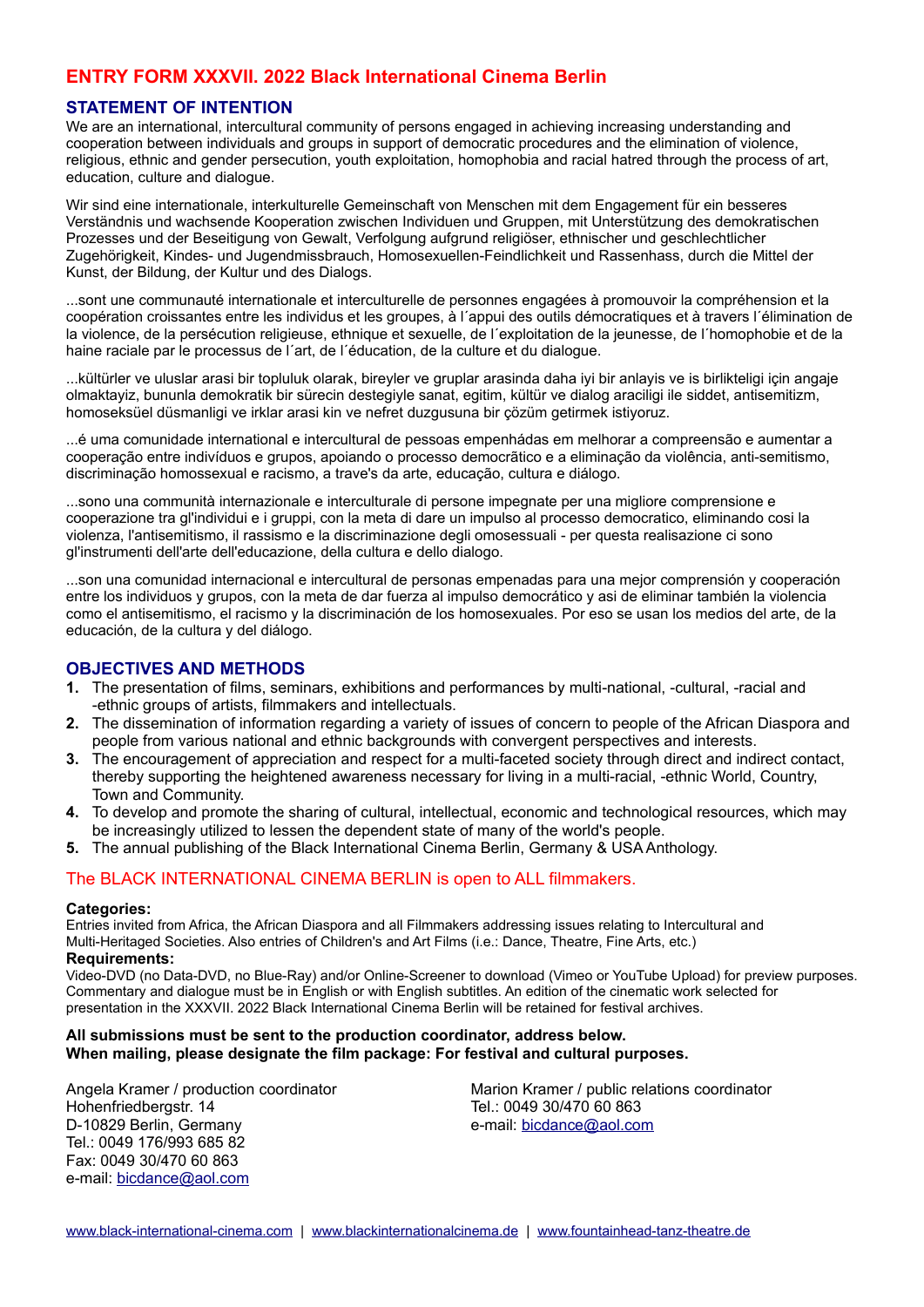# ENTRY FORM XXXVII. 2022 Black International Cinema Berlin

## STATEMENT OF INTENTION

We are an international, intercultural community of persons engaged in achieving increasing understanding and cooperation between individuals and groups in support of democratic procedures and the elimination of violence, religious, ethnic and gender persecution, youth exploitation, homophobia and racial hatred through the process of art, education, culture and dialogue.

Wir sind eine internationale, interkulturelle Gemeinschaft von Menschen mit dem Engagement für ein besseres Verständnis und wachsende Kooperation zwischen Individuen und Gruppen, mit Unterstützung des demokratischen Prozesses und der Beseitigung von Gewalt, Verfolgung aufgrund religiöser, ethnischer und geschlechtlicher Zugehörigkeit, Kindes- und Jugendmissbrauch, Homosexuellen-Feindlichkeit und Rassenhass, durch die Mittel der Kunst, der Bildung, der Kultur und des Dialogs.

...sont une communauté internationale et interculturelle de personnes engagées à promouvoir la compréhension et la coopération croissantes entre les individus et les groupes, à l´appui des outils démocratiques et à travers l´élimination de la violence, de la persécution religieuse, ethnique et sexuelle, de l´exploitation de la jeunesse, de l´homophobie et de la haine raciale par le processus de l´art, de l´éducation, de la culture et du dialogue.

...kültürler ve uluslar arasi bir topluluk olarak, bireyler ve gruplar arasinda daha iyi bir anlayis ve is birlikteligi için angaje olmaktayiz, bununla demokratik bir sürecin destegiyle sanat, egitim, kültür ve dialog araciligi ile siddet, antisemitizm, homoseksüel düsmanligi ve irklar arasi kin ve nefret duzgusuna bir çözüm getirmek istiyoruz.

...é uma comunidade international e intercultural de pessoas empenhádas em melhorar a compreensão e aumentar a cooperação entre indivíduos e grupos, apoiando o processo democrãtico e a eliminação da violência, anti-semitismo, discriminação homossexual e racismo, a trave's da arte, educação, cultura e diálogo.

...sono una communità internazionale e interculturale di persone impegnate per una migliore comprensione e cooperazione tra gl'individui e i gruppi, con la meta di dare un impulso al processo democratico, eliminando cosi la violenza, l'antisemitismo, il rassismo e la discriminazione degli omosessuali - per questa realisazione ci sono gl'instrumenti dell'arte dell'educazione, della cultura e dello dialogo.

...son una comunidad internacional e intercultural de personas empenadas para una mejor comprensión y cooperación entre los individuos y grupos, con la meta de dar fuerza al impulso democrático y asi de eliminar también la violencia como el antisemitismo, el racismo y la discriminación de los homosexuales. Por eso se usan los medios del arte, de la educación, de la cultura y del diálogo.

## OBJECTIVES AND METHODS

1. The presentation of films, seminars, exhibitions and performances by multi-national, -cultural, -racial and -ethnic groups of artists, filmmakers and intellectuals.
2. The dissemination of information regarding a variety of issues of concern to people of the African Diaspora and people from various national and ethnic backgrounds with convergent perspectives and interests.
3. The encouragement of appreciation and respect for a multi-faceted society through direct and indirect contact, thereby supporting the heightened awareness necessary for living in a multi-racial, -ethnic World, Country, Town and Community.
4. To develop and promote the sharing of cultural, intellectual, economic and technological resources, which may be increasingly utilized to lessen the dependent state of many of the world's people.
5. The annual publishing of the Black International Cinema Berlin, Germany & USA Anthology.

The BLACK INTERNATIONAL CINEMA BERLIN is open to ALL filmmakers.

**Categories:**
Entries invited from Africa, the African Diaspora and all Filmmakers addressing issues relating to Intercultural and Multi-Heritaged Societies. Also entries of Children's and Art Films (i.e.: Dance, Theatre, Fine Arts, etc.)

**Requirements:**
Video-DVD (no Data-DVD, no Blue-Ray) and/or Online-Screener to download (Vimeo or YouTube Upload) for preview purposes. Commentary and dialogue must be in English or with English subtitles. An edition of the cinematic work selected for presentation in the XXXVII. 2022 Black International Cinema Berlin will be retained for festival archives.

**All submissions must be sent to the production coordinator, address below.**
**When mailing, please designate the film package: For festival and cultural purposes.**

Angela Kramer / production coordinator
Hohenfriedbergstr. 14
D-10829 Berlin, Germany
Tel.: 0049 176/993 685 82
Fax: 0049 30/470 60 863
e-mail: bicdance@aol.com

Marion Kramer / public relations coordinator
Tel.: 0049 30/470 60 863
e-mail: bicdance@aol.com

www.black-international-cinema.com | www.blackinternationalcinema.de | www.fountainhead-tanz-theatre.de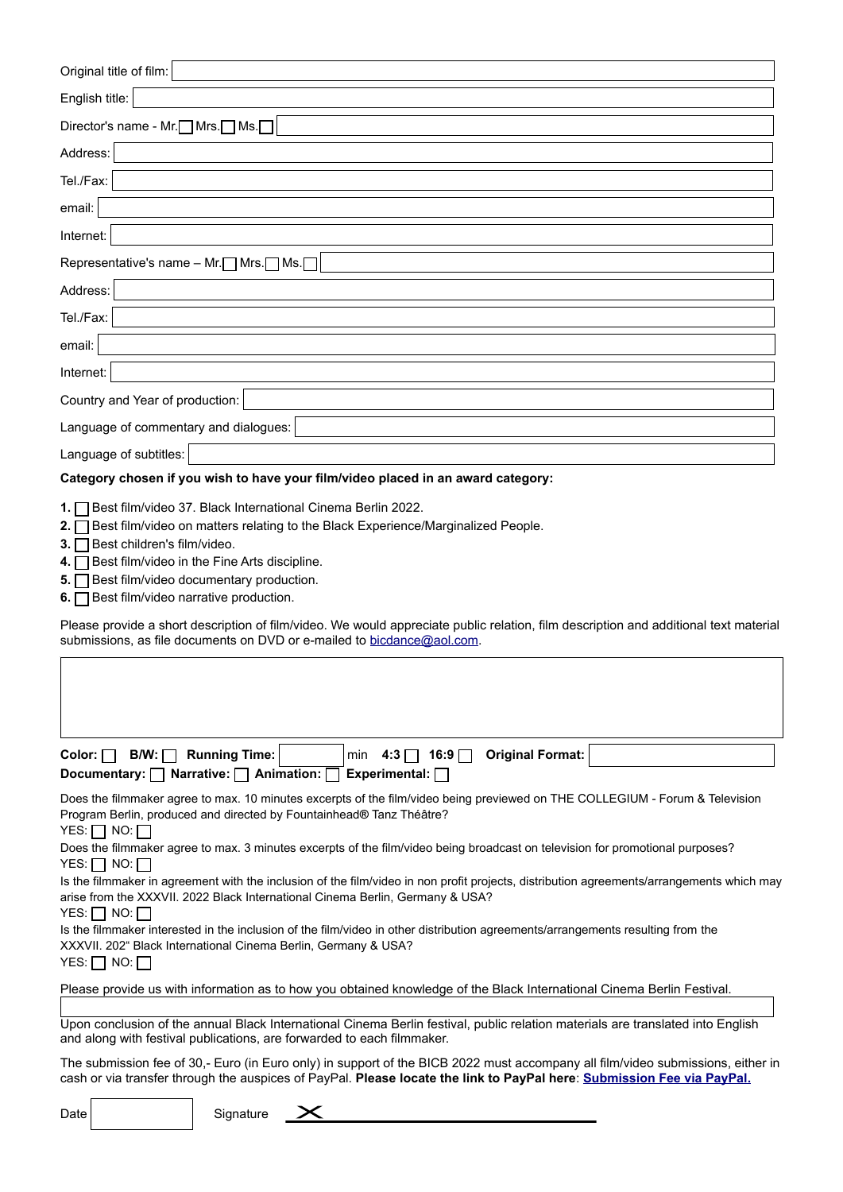Original title of film:

English title:

Director's name - Mr. ☐ Mrs. ☐ Ms. ☐

Address:

Tel./Fax:

email:

Internet:

Representative's name – Mr. ☐ Mrs. ☐ Ms. ☐

Address:

Tel./Fax:

email:

Internet:

Country and Year of production:

Language of commentary and dialogues:

Language of subtitles:

**Category chosen if you wish to have your film/video placed in an award category:**

**1.** ☐ Best film/video 37. Black International Cinema Berlin 2022.
**2.** ☐ Best film/video on matters relating to the Black Experience/Marginalized People.
**3.** ☐ Best children's film/video.
**4.** ☐ Best film/video in the Fine Arts discipline.
**5.** ☐ Best film/video documentary production.
**6.** ☐ Best film/video narrative production.

Please provide a short description of film/video. We would appreciate public relation, film description and additional text material submissions, as file documents on DVD or e-mailed to bicdance@aol.com.

**Color:** ☐ **B/W:** ☐ **Running Time:** min **4:3** ☐ **16:9** ☐ **Original Format:**
**Documentary:** ☐ **Narrative:** ☐ **Animation:** ☐ **Experimental:** ☐

Does the filmmaker agree to max. 10 minutes excerpts of the film/video being previewed on THE COLLEGIUM - Forum & Television Program Berlin, produced and directed by Fountainhead® Tanz Théâtre?
YES: ☐ NO: ☐

Does the filmmaker agree to max. 3 minutes excerpts of the film/video being broadcast on television for promotional purposes?
YES: ☐ NO: ☐

Is the filmmaker in agreement with the inclusion of the film/video in non profit projects, distribution agreements/arrangements which may arise from the XXXVII. 2022 Black International Cinema Berlin, Germany & USA?
YES: ☐ NO: ☐

Is the filmmaker interested in the inclusion of the film/video in other distribution agreements/arrangements resulting from the XXXVII. 202" Black International Cinema Berlin, Germany & USA?
YES: ☐ NO: ☐

Please provide us with information as to how you obtained knowledge of the Black International Cinema Berlin Festival.

Upon conclusion of the annual Black International Cinema Berlin festival, public relation materials are translated into English and along with festival publications, are forwarded to each filmmaker.

The submission fee of 30,- Euro (in Euro only) in support of the BICB 2022 must accompany all film/video submissions, either in cash or via transfer through the auspices of PayPal. **Please locate the link to PayPal here**: **Submission Fee via PayPal.**

Date Signature X